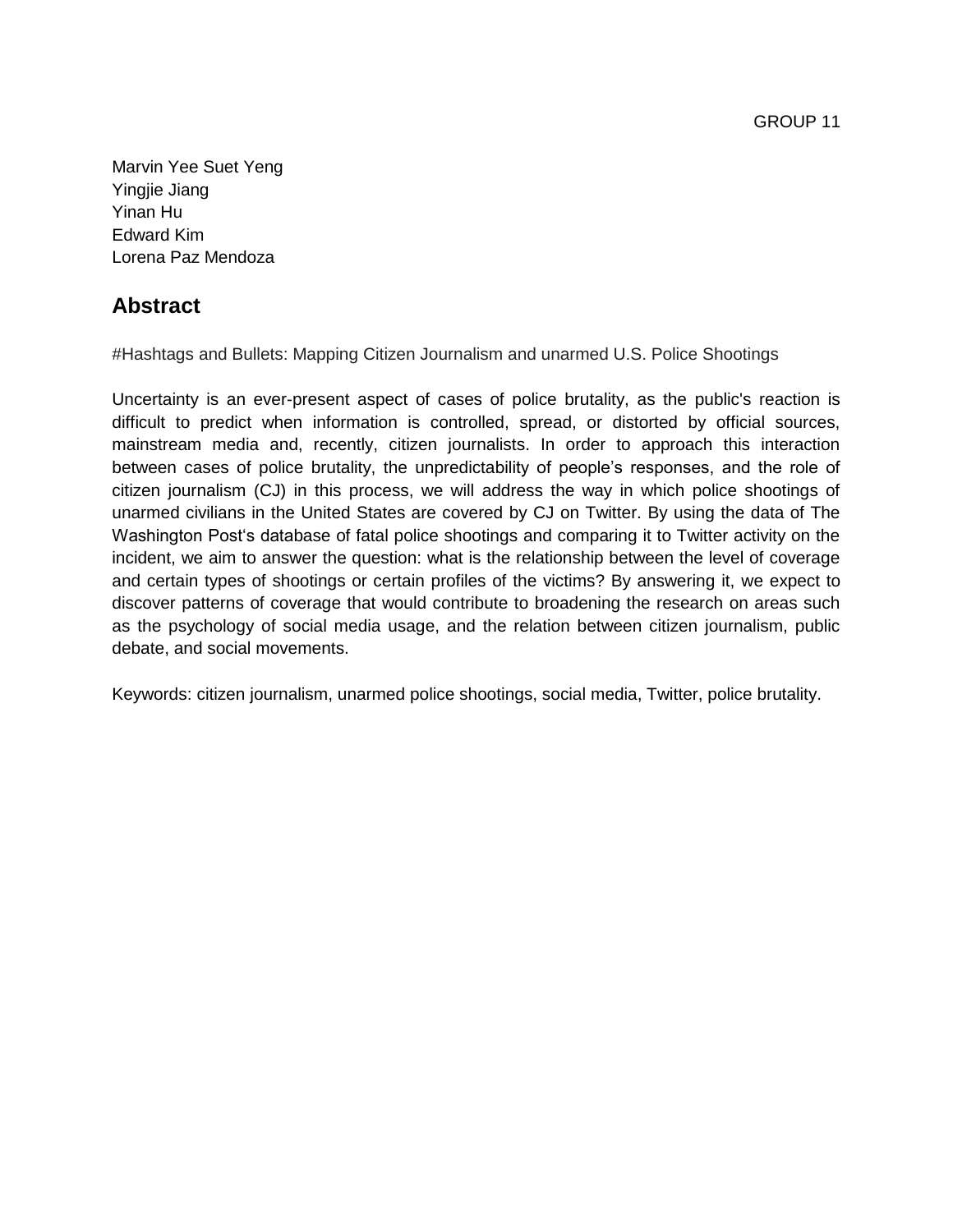GROUP 11

Marvin Yee Suet Yeng
Yingjie Jiang
Yinan Hu
Edward Kim
Lorena Paz Mendoza

## Abstract

#Hashtags and Bullets: Mapping Citizen Journalism and unarmed U.S. Police Shootings

Uncertainty is an ever-present aspect of cases of police brutality, as the public's reaction is difficult to predict when information is controlled, spread, or distorted by official sources, mainstream media and, recently, citizen journalists. In order to approach this interaction between cases of police brutality, the unpredictability of people's responses, and the role of citizen journalism (CJ) in this process, we will address the way in which police shootings of unarmed civilians in the United States are covered by CJ on Twitter. By using the data of The Washington Post's database of fatal police shootings and comparing it to Twitter activity on the incident, we aim to answer the question: what is the relationship between the level of coverage and certain types of shootings or certain profiles of the victims? By answering it, we expect to discover patterns of coverage that would contribute to broadening the research on areas such as the psychology of social media usage, and the relation between citizen journalism, public debate, and social movements.

Keywords: citizen journalism, unarmed police shootings, social media, Twitter, police brutality.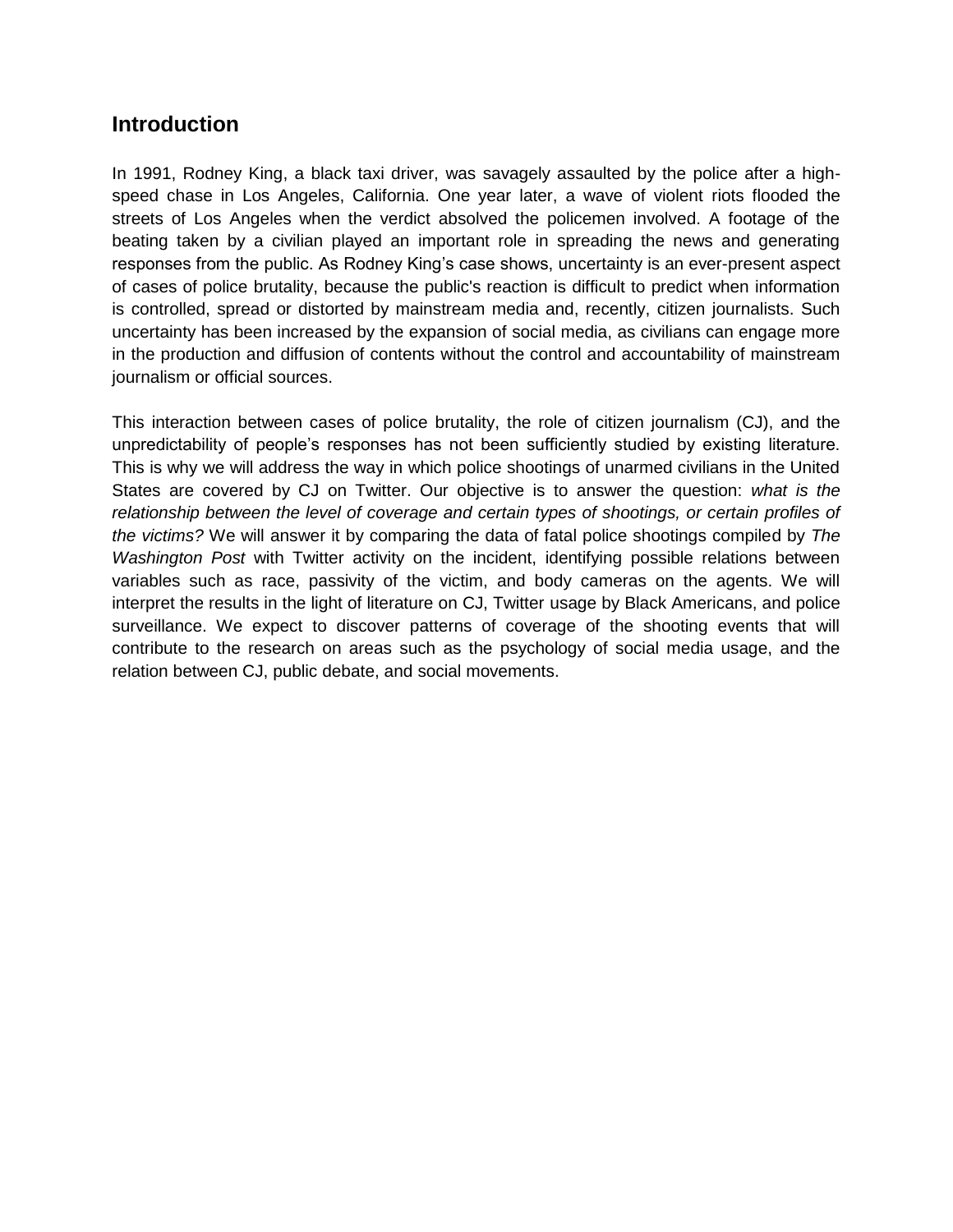## Introduction

In 1991, Rodney King, a black taxi driver, was savagely assaulted by the police after a high-speed chase in Los Angeles, California. One year later, a wave of violent riots flooded the streets of Los Angeles when the verdict absolved the policemen involved. A footage of the beating taken by a civilian played an important role in spreading the news and generating responses from the public. As Rodney King's case shows, uncertainty is an ever-present aspect of cases of police brutality, because the public's reaction is difficult to predict when information is controlled, spread or distorted by mainstream media and, recently, citizen journalists. Such uncertainty has been increased by the expansion of social media, as civilians can engage more in the production and diffusion of contents without the control and accountability of mainstream journalism or official sources.

This interaction between cases of police brutality, the role of citizen journalism (CJ), and the unpredictability of people's responses has not been sufficiently studied by existing literature. This is why we will address the way in which police shootings of unarmed civilians in the United States are covered by CJ on Twitter. Our objective is to answer the question: *what is the relationship between the level of coverage and certain types of shootings, or certain profiles of the victims?* We will answer it by comparing the data of fatal police shootings compiled by *The Washington Post* with Twitter activity on the incident, identifying possible relations between variables such as race, passivity of the victim, and body cameras on the agents. We will interpret the results in the light of literature on CJ, Twitter usage by Black Americans, and police surveillance. We expect to discover patterns of coverage of the shooting events that will contribute to the research on areas such as the psychology of social media usage, and the relation between CJ, public debate, and social movements.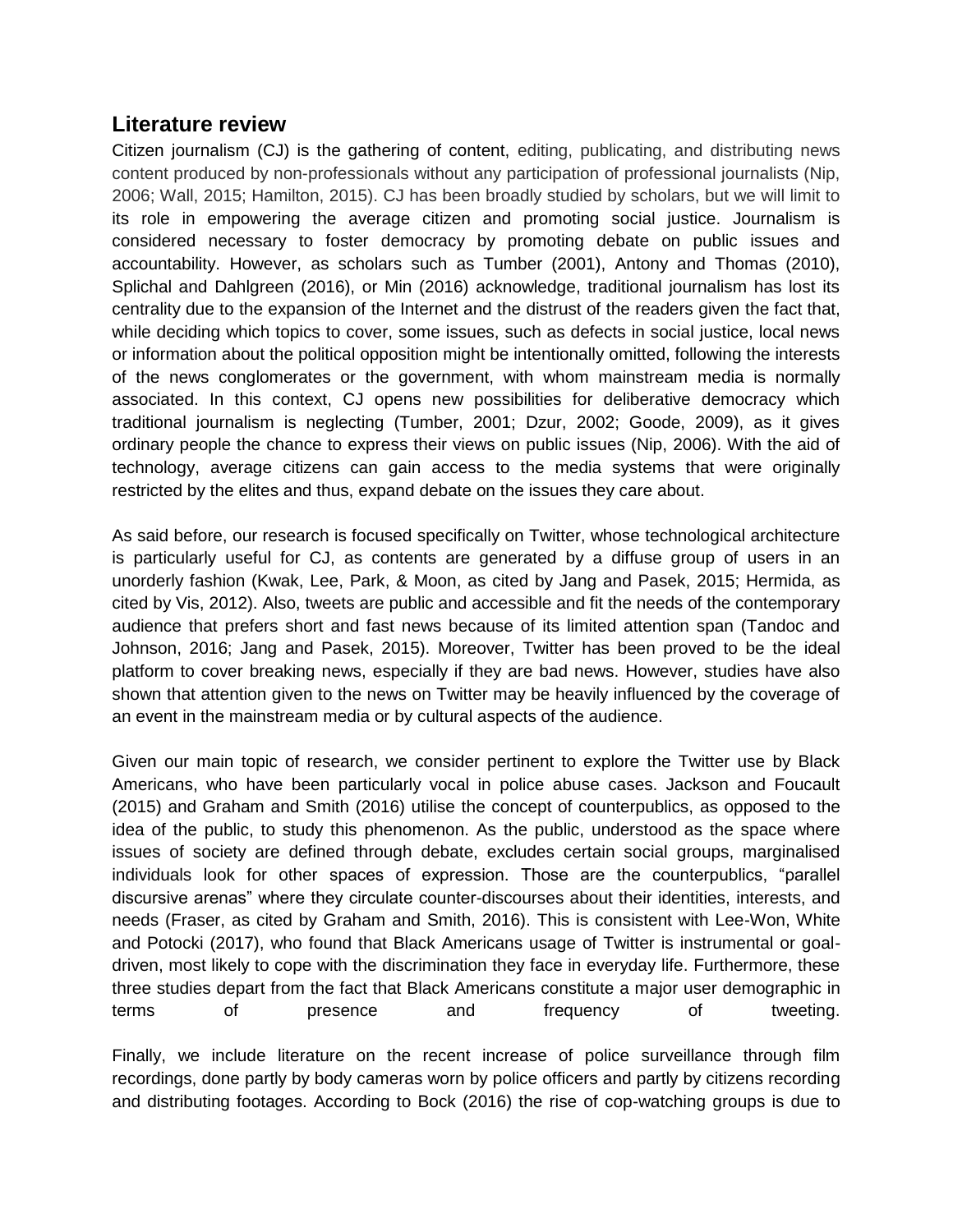## Literature review

Citizen journalism (CJ) is the gathering of content, editing, publicating, and distributing news content produced by non-professionals without any participation of professional journalists (Nip, 2006; Wall, 2015; Hamilton, 2015). CJ has been broadly studied by scholars, but we will limit to its role in empowering the average citizen and promoting social justice. Journalism is considered necessary to foster democracy by promoting debate on public issues and accountability. However, as scholars such as Tumber (2001), Antony and Thomas (2010), Splichal and Dahlgreen (2016), or Min (2016) acknowledge, traditional journalism has lost its centrality due to the expansion of the Internet and the distrust of the readers given the fact that, while deciding which topics to cover, some issues, such as defects in social justice, local news or information about the political opposition might be intentionally omitted, following the interests of the news conglomerates or the government, with whom mainstream media is normally associated. In this context, CJ opens new possibilities for deliberative democracy which traditional journalism is neglecting (Tumber, 2001; Dzur, 2002; Goode, 2009), as it gives ordinary people the chance to express their views on public issues (Nip, 2006). With the aid of technology, average citizens can gain access to the media systems that were originally restricted by the elites and thus, expand debate on the issues they care about.

As said before, our research is focused specifically on Twitter, whose technological architecture is particularly useful for CJ, as contents are generated by a diffuse group of users in an unorderly fashion (Kwak, Lee, Park, & Moon, as cited by Jang and Pasek, 2015; Hermida, as cited by Vis, 2012). Also, tweets are public and accessible and fit the needs of the contemporary audience that prefers short and fast news because of its limited attention span (Tandoc and Johnson, 2016; Jang and Pasek, 2015). Moreover, Twitter has been proved to be the ideal platform to cover breaking news, especially if they are bad news. However, studies have also shown that attention given to the news on Twitter may be heavily influenced by the coverage of an event in the mainstream media or by cultural aspects of the audience.

Given our main topic of research, we consider pertinent to explore the Twitter use by Black Americans, who have been particularly vocal in police abuse cases. Jackson and Foucault (2015) and Graham and Smith (2016) utilise the concept of counterpublics, as opposed to the idea of the public, to study this phenomenon. As the public, understood as the space where issues of society are defined through debate, excludes certain social groups, marginalised individuals look for other spaces of expression. Those are the counterpublics, "parallel discursive arenas" where they circulate counter-discourses about their identities, interests, and needs (Fraser, as cited by Graham and Smith, 2016). This is consistent with Lee-Won, White and Potocki (2017), who found that Black Americans usage of Twitter is instrumental or goal-driven, most likely to cope with the discrimination they face in everyday life. Furthermore, these three studies depart from the fact that Black Americans constitute a major user demographic in terms of presence and frequency of tweeting.

Finally, we include literature on the recent increase of police surveillance through film recordings, done partly by body cameras worn by police officers and partly by citizens recording and distributing footages. According to Bock (2016) the rise of cop-watching groups is due to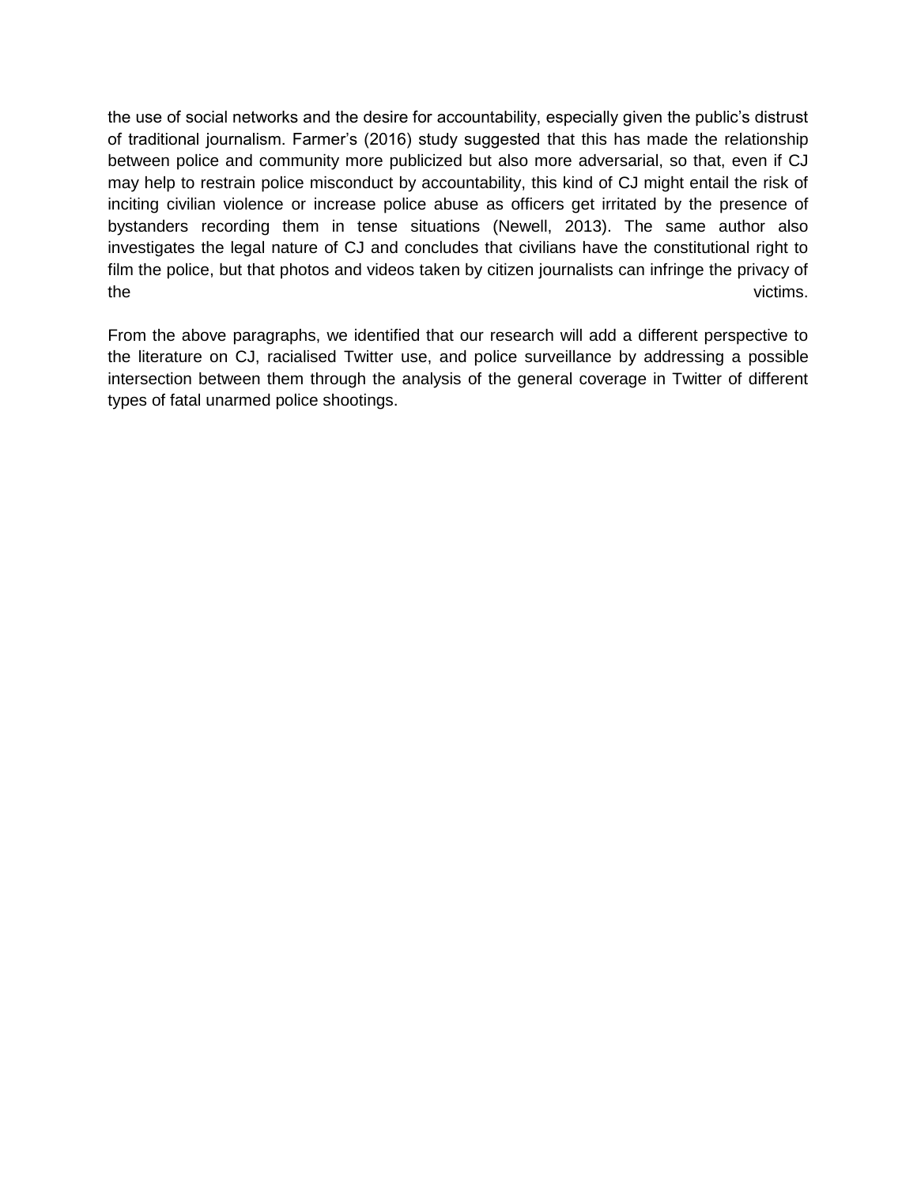the use of social networks and the desire for accountability, especially given the public's distrust of traditional journalism. Farmer's (2016) study suggested that this has made the relationship between police and community more publicized but also more adversarial, so that, even if CJ may help to restrain police misconduct by accountability, this kind of CJ might entail the risk of inciting civilian violence or increase police abuse as officers get irritated by the presence of bystanders recording them in tense situations (Newell, 2013). The same author also investigates the legal nature of CJ and concludes that civilians have the constitutional right to film the police, but that photos and videos taken by citizen journalists can infringe the privacy of the victims.

From the above paragraphs, we identified that our research will add a different perspective to the literature on CJ, racialised Twitter use, and police surveillance by addressing a possible intersection between them through the analysis of the general coverage in Twitter of different types of fatal unarmed police shootings.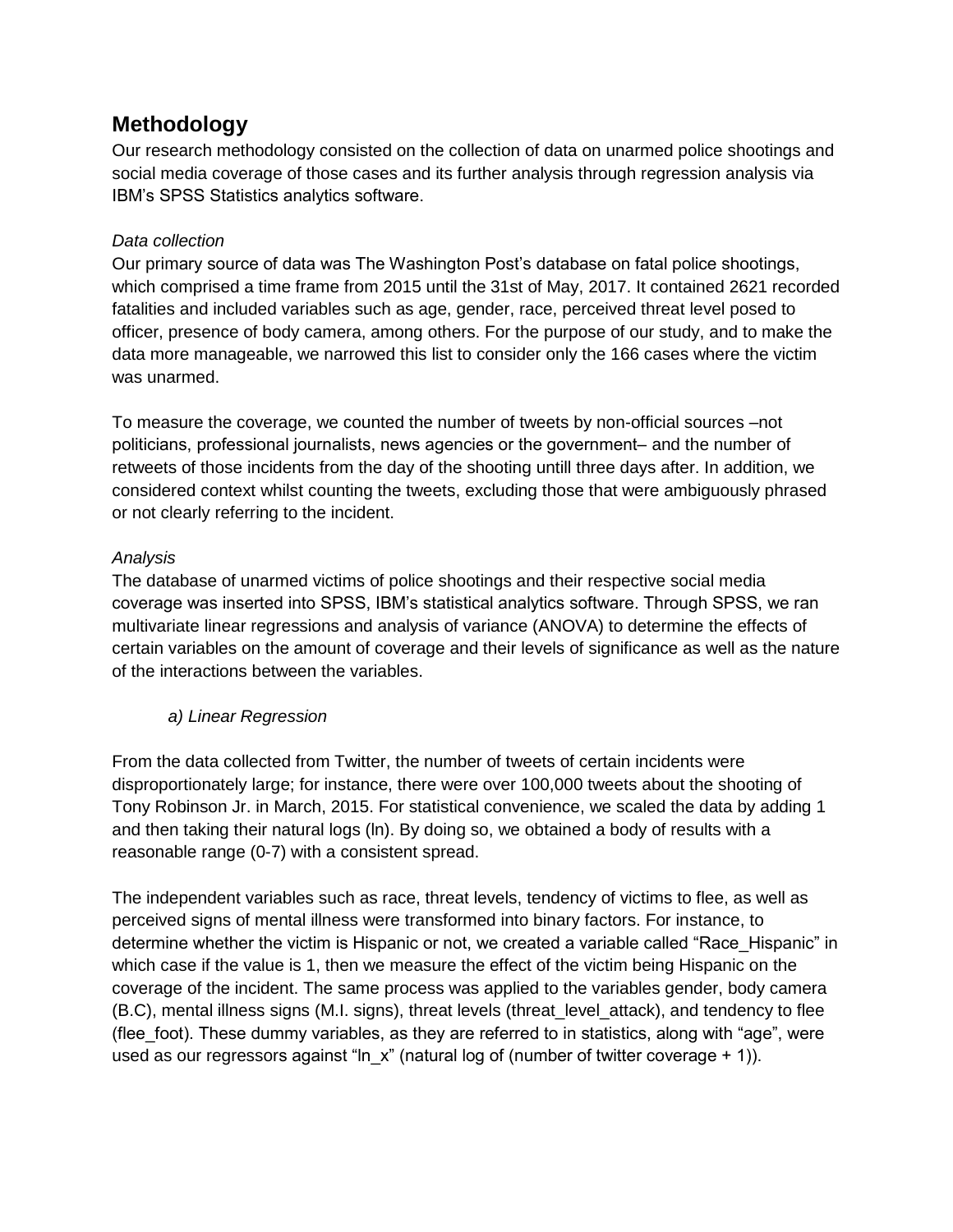## Methodology

Our research methodology consisted on the collection of data on unarmed police shootings and social media coverage of those cases and its further analysis through regression analysis via IBM's SPSS Statistics analytics software.

*Data collection*

Our primary source of data was The Washington Post's database on fatal police shootings, which comprised a time frame from 2015 until the 31st of May, 2017. It contained 2621 recorded fatalities and included variables such as age, gender, race, perceived threat level posed to officer, presence of body camera, among others. For the purpose of our study, and to make the data more manageable, we narrowed this list to consider only the 166 cases where the victim was unarmed.

To measure the coverage, we counted the number of tweets by non-official sources –not politicians, professional journalists, news agencies or the government– and the number of retweets of those incidents from the day of the shooting untill three days after. In addition, we considered context whilst counting the tweets, excluding those that were ambiguously phrased or not clearly referring to the incident.

*Analysis*

The database of unarmed victims of police shootings and their respective social media coverage was inserted into SPSS, IBM's statistical analytics software. Through SPSS, we ran multivariate linear regressions and analysis of variance (ANOVA) to determine the effects of certain variables on the amount of coverage and their levels of significance as well as the nature of the interactions between the variables.

*a) Linear Regression*

From the data collected from Twitter, the number of tweets of certain incidents were disproportionately large; for instance, there were over 100,000 tweets about the shooting of Tony Robinson Jr. in March, 2015. For statistical convenience, we scaled the data by adding 1 and then taking their natural logs (ln). By doing so, we obtained a body of results with a reasonable range (0-7) with a consistent spread.

The independent variables such as race, threat levels, tendency of victims to flee, as well as perceived signs of mental illness were transformed into binary factors. For instance, to determine whether the victim is Hispanic or not, we created a variable called "Race_Hispanic" in which case if the value is 1, then we measure the effect of the victim being Hispanic on the coverage of the incident. The same process was applied to the variables gender, body camera (B.C), mental illness signs (M.I. signs), threat levels (threat_level_attack), and tendency to flee (flee_foot). These dummy variables, as they are referred to in statistics, along with "age", were used as our regressors against "ln_x" (natural log of (number of twitter coverage + 1)).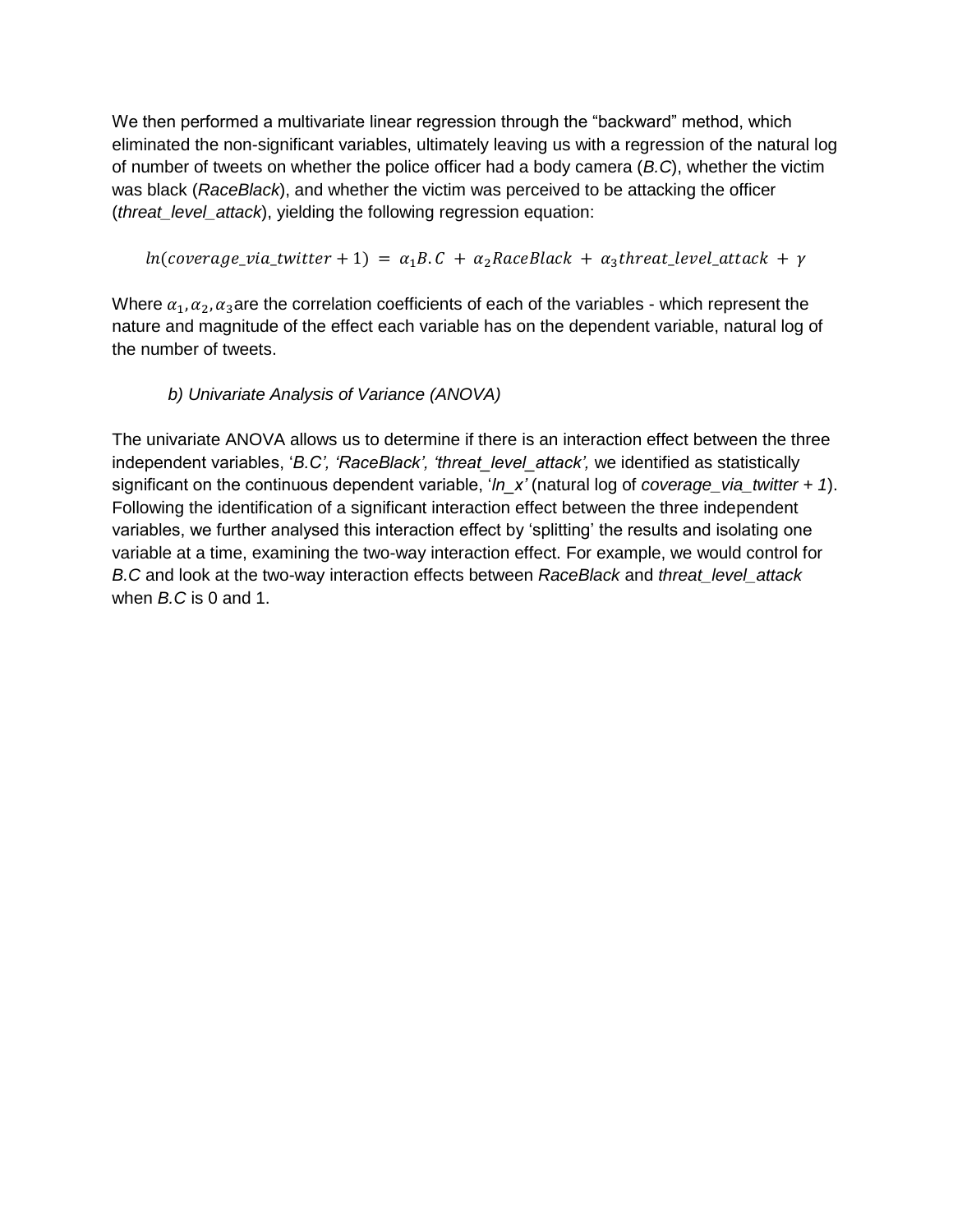We then performed a multivariate linear regression through the “backward” method, which eliminated the non-significant variables, ultimately leaving us with a regression of the natural log of number of tweets on whether the police officer had a body camera (*B.C*), whether the victim was black (*RaceBlack*), and whether the victim was perceived to be attacking the officer (*threat_level_attack*), yielding the following regression equation:

$$ln(coverage\_via\_twitter + 1) = \alpha_1 B.C + \alpha_2 RaceBlack + \alpha_3 threat\_level\_attack + \gamma$$

Where $\alpha_1, \alpha_2, \alpha_3$ are the correlation coefficients of each of the variables - which represent the nature and magnitude of the effect each variable has on the dependent variable, natural log of the number of tweets.

*b) Univariate Analysis of Variance (ANOVA)*

The univariate ANOVA allows us to determine if there is an interaction effect between the three independent variables, ‘*B.C’, ‘RaceBlack’, ‘threat_level_attack’,* we identified as statistically significant on the continuous dependent variable, ‘*ln_x’* (natural log of *coverage_via_twitter + 1*). Following the identification of a significant interaction effect between the three independent variables, we further analysed this interaction effect by ‘splitting’ the results and isolating one variable at a time, examining the two-way interaction effect. For example, we would control for *B.C* and look at the two-way interaction effects between *RaceBlack* and *threat_level_attack* when *B.C* is 0 and 1.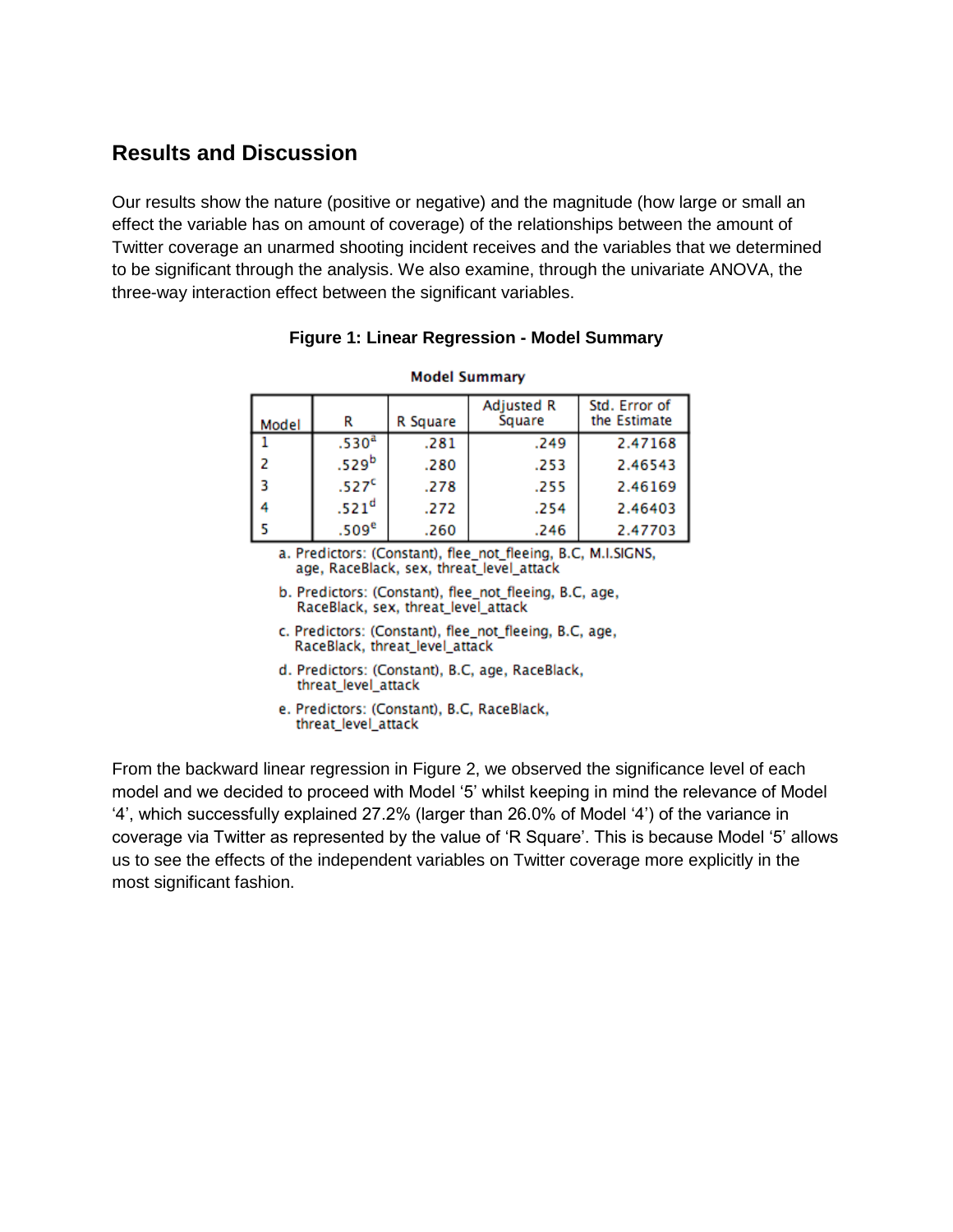## Results and Discussion

Our results show the nature (positive or negative) and the magnitude (how large or small an effect the variable has on amount of coverage) of the relationships between the amount of Twitter coverage an unarmed shooting incident receives and the variables that we determined to be significant through the analysis. We also examine, through the univariate ANOVA, the three-way interaction effect between the significant variables.

**Figure 1: Linear Regression - Model Summary**

**Model Summary**

| Model | R | R Square | Adjusted R Square | Std. Error of the Estimate |
|---|---|---|---|---|
| 1 | .530[a] | .281 | .249 | 2.47168 |
| 2 | .529[b] | .280 | .253 | 2.46543 |
| 3 | .527[c] | .278 | .255 | 2.46169 |
| 4 | .521[d] | .272 | .254 | 2.46403 |
| 5 | .509[e] | .260 | .246 | 2.47703 |

a. Predictors: (Constant), flee_not_fleeing, B.C, M.I.SIGNS, age, RaceBlack, sex, threat_level_attack

b. Predictors: (Constant), flee_not_fleeing, B.C, age, RaceBlack, sex, threat_level_attack

c. Predictors: (Constant), flee_not_fleeing, B.C, age, RaceBlack, threat_level_attack

d. Predictors: (Constant), B.C, age, RaceBlack, threat_level_attack

e. Predictors: (Constant), B.C, RaceBlack, threat_level_attack

From the backward linear regression in Figure 2, we observed the significance level of each model and we decided to proceed with Model '5' whilst keeping in mind the relevance of Model '4', which successfully explained 27.2% (larger than 26.0% of Model '4') of the variance in coverage via Twitter as represented by the value of 'R Square'. This is because Model '5' allows us to see the effects of the independent variables on Twitter coverage more explicitly in the most significant fashion.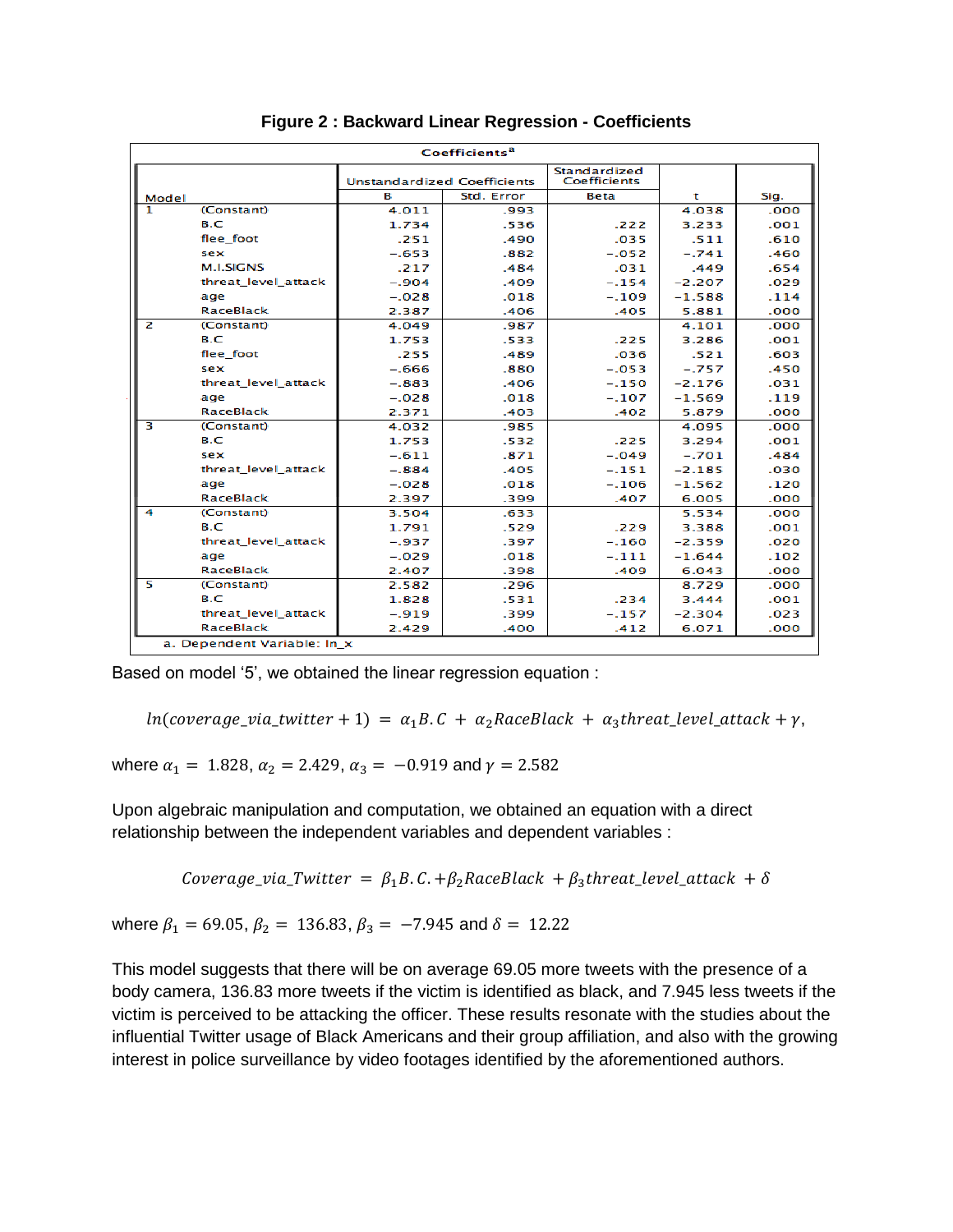**Figure 2 : Backward Linear Regression - Coefficients**

**Coefficients[a]**

| Model | | Unstandardized Coefficients | | Standardized Coefficients | t | Sig. |
|---|---|---|---|---|---|---|
| | | B | Std. Error | Beta | | |
| 1 | (Constant) | 4.011 | .993 | | 4.038 | .000 |
| | B.C | 1.734 | .536 | .222 | 3.233 | .001 |
| | flee_foot | .251 | .490 | .035 | .511 | .610 |
| | sex | -.653 | .882 | -.052 | -.741 | .460 |
| | M.I.SIGNS | .217 | .484 | .031 | .449 | .654 |
| | threat_level_attack | -.904 | .409 | -.154 | -2.207 | .029 |
| | age | -.028 | .018 | -.109 | -1.588 | .114 |
| | RaceBlack | 2.387 | .406 | .405 | 5.881 | .000 |
| 2 | (Constant) | 4.049 | .987 | | 4.101 | .000 |
| | B.C | 1.753 | .533 | .225 | 3.286 | .001 |
| | flee_foot | .255 | .489 | .036 | .521 | .603 |
| | sex | -.666 | .880 | -.053 | -.757 | .450 |
| | threat_level_attack | -.883 | .406 | -.150 | -2.176 | .031 |
| | age | -.028 | .018 | -.107 | -1.569 | .119 |
| | RaceBlack | 2.371 | .403 | .402 | 5.879 | .000 |
| 3 | (Constant) | 4.032 | .985 | | 4.095 | .000 |
| | B.C | 1.753 | .532 | .225 | 3.294 | .001 |
| | sex | -.611 | .871 | -.049 | -.701 | .484 |
| | threat_level_attack | -.884 | .405 | -.151 | -2.185 | .030 |
| | age | -.028 | .018 | -.106 | -1.562 | .120 |
| | RaceBlack | 2.397 | .399 | .407 | 6.005 | .000 |
| 4 | (Constant) | 3.504 | .633 | | 5.534 | .000 |
| | B.C | 1.791 | .529 | .229 | 3.388 | .001 |
| | threat_level_attack | -.937 | .397 | -.160 | -2.359 | .020 |
| | age | -.029 | .018 | -.111 | -1.644 | .102 |
| | RaceBlack | 2.407 | .398 | .409 | 6.043 | .000 |
| 5 | (Constant) | 2.582 | .296 | | 8.729 | .000 |
| | B.C | 1.828 | .531 | .234 | 3.444 | .001 |
| | threat_level_attack | -.919 | .399 | -.157 | -2.304 | .023 |
| | RaceBlack | 2.429 | .400 | .412 | 6.071 | .000 |

a. Dependent Variable: ln_x

Based on model '5', we obtained the linear regression equation :

$$ln(coverage\_via\_twitter + 1) = \alpha_1 B.C + \alpha_2 RaceBlack + \alpha_3 threat\_level\_attack + \gamma,$$

where $\alpha_1 = 1.828$, $\alpha_2 = 2.429$, $\alpha_3 = -0.919$ and $\gamma = 2.582$

Upon algebraic manipulation and computation, we obtained an equation with a direct relationship between the independent variables and dependent variables :

$$Coverage\_via\_Twitter = \beta_1 B.C. + \beta_2 RaceBlack + \beta_3 threat\_level\_attack + \delta$$

where $\beta_1 = 69.05$, $\beta_2 = 136.83$, $\beta_3 = -7.945$ and $\delta = 12.22$

This model suggests that there will be on average 69.05 more tweets with the presence of a body camera, 136.83 more tweets if the victim is identified as black, and 7.945 less tweets if the victim is perceived to be attacking the officer. These results resonate with the studies about the influential Twitter usage of Black Americans and their group affiliation, and also with the growing interest in police surveillance by video footages identified by the aforementioned authors.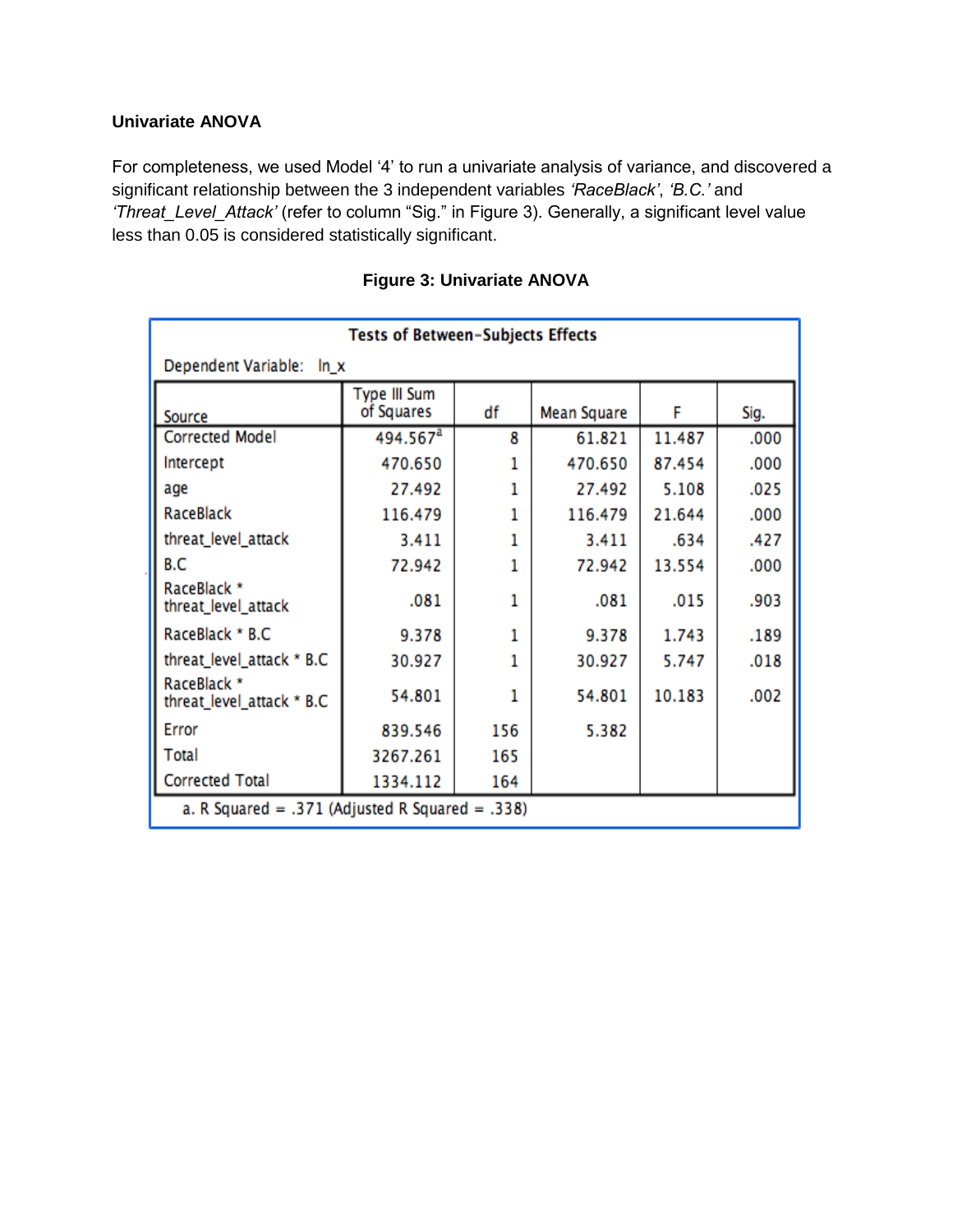**Univariate ANOVA**

For completeness, we used Model '4' to run a univariate analysis of variance, and discovered a significant relationship between the 3 independent variables *'RaceBlack'*, *'B.C.'* and *'Threat_Level_Attack'* (refer to column "Sig." in Figure 3). Generally, a significant level value less than 0.05 is considered statistically significant.

**Figure 3: Univariate ANOVA**

**Tests of Between-Subjects Effects**

Dependent Variable: ln_x

| Source | Type III Sum of Squares | df | Mean Square | F | Sig. |
|---|---|---|---|---|---|
| Corrected Model | 494.567[a] | 8 | 61.821 | 11.487 | .000 |
| Intercept | 470.650 | 1 | 470.650 | 87.454 | .000 |
| age | 27.492 | 1 | 27.492 | 5.108 | .025 |
| RaceBlack | 116.479 | 1 | 116.479 | 21.644 | .000 |
| threat_level_attack | 3.411 | 1 | 3.411 | .634 | .427 |
| B.C | 72.942 | 1 | 72.942 | 13.554 | .000 |
| RaceBlack * threat_level_attack | .081 | 1 | .081 | .015 | .903 |
| RaceBlack * B.C | 9.378 | 1 | 9.378 | 1.743 | .189 |
| threat_level_attack * B.C | 30.927 | 1 | 30.927 | 5.747 | .018 |
| RaceBlack * threat_level_attack * B.C | 54.801 | 1 | 54.801 | 10.183 | .002 |
| Error | 839.546 | 156 | 5.382 | | |
| Total | 3267.261 | 165 | | | |
| Corrected Total | 1334.112 | 164 | | | |

a. R Squared = .371 (Adjusted R Squared = .338)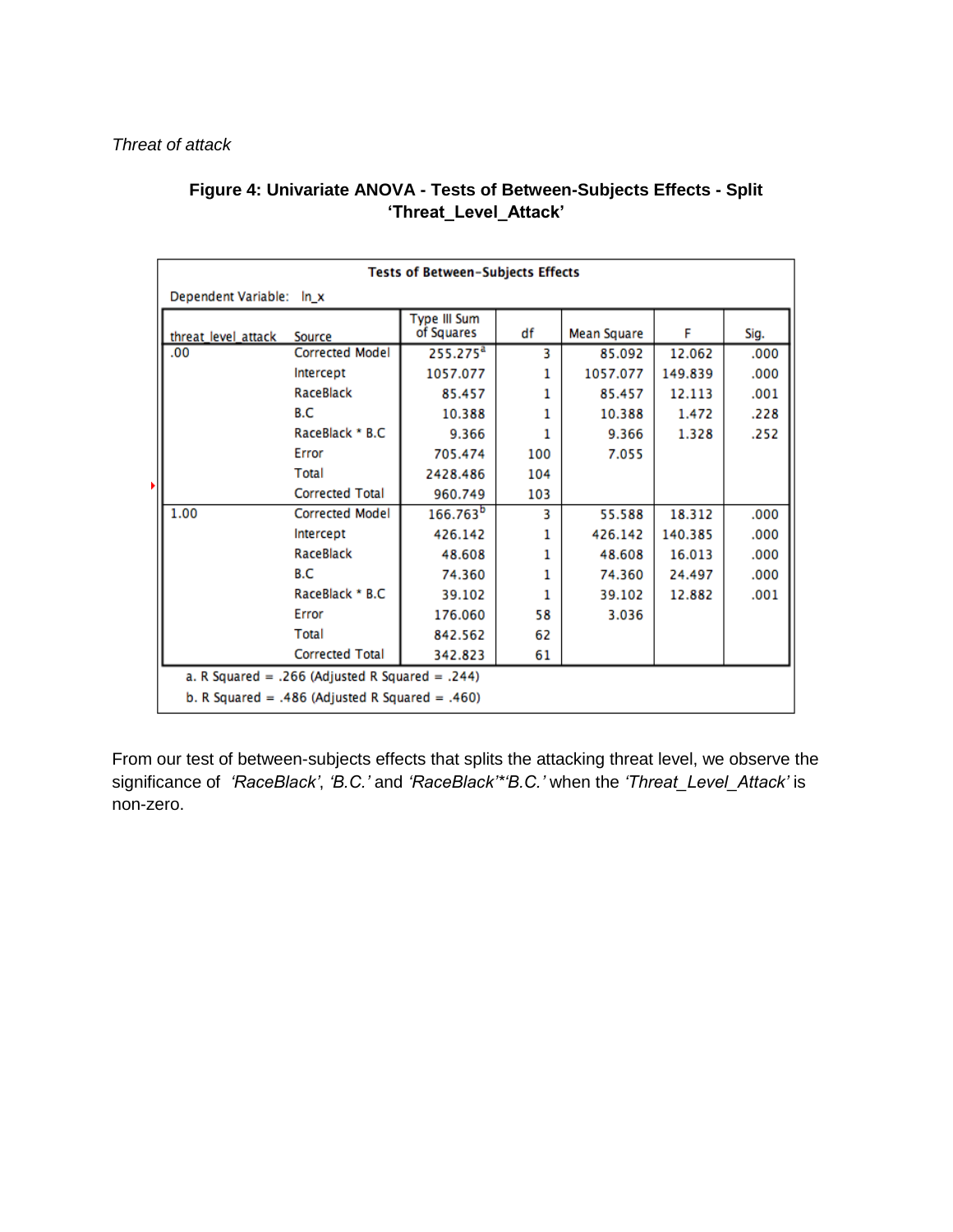*Threat of attack*

**Figure 4: Univariate ANOVA - Tests of Between-Subjects Effects - Split 'Threat_Level_Attack'**

**Tests of Between-Subjects Effects**

Dependent Variable: ln_x

| threat_level_attack | Source | Type III Sum of Squares | df | Mean Square | F | Sig. |
|---|---|---|---|---|---|---|
| .00 | Corrected Model | 255.275[a] | 3 | 85.092 | 12.062 | .000 |
| | Intercept | 1057.077 | 1 | 1057.077 | 149.839 | .000 |
| | RaceBlack | 85.457 | 1 | 85.457 | 12.113 | .001 |
| | B.C | 10.388 | 1 | 10.388 | 1.472 | .228 |
| | RaceBlack * B.C | 9.366 | 1 | 9.366 | 1.328 | .252 |
| | Error | 705.474 | 100 | 7.055 | | |
| | Total | 2428.486 | 104 | | | |
| | Corrected Total | 960.749 | 103 | | | |
| 1.00 | Corrected Model | 166.763[b] | 3 | 55.588 | 18.312 | .000 |
| | Intercept | 426.142 | 1 | 426.142 | 140.385 | .000 |
| | RaceBlack | 48.608 | 1 | 48.608 | 16.013 | .000 |
| | B.C | 74.360 | 1 | 74.360 | 24.497 | .000 |
| | RaceBlack * B.C | 39.102 | 1 | 39.102 | 12.882 | .001 |
| | Error | 176.060 | 58 | 3.036 | | |
| | Total | 842.562 | 62 | | | |
| | Corrected Total | 342.823 | 61 | | | |

a. R Squared = .266 (Adjusted R Squared = .244)

b. R Squared = .486 (Adjusted R Squared = .460)

From our test of between-subjects effects that splits the attacking threat level, we observe the significance of *'RaceBlack'*, *'B.C.'* and *'RaceBlack'*'*B.C.'* when the *'Threat_Level_Attack'* is non-zero.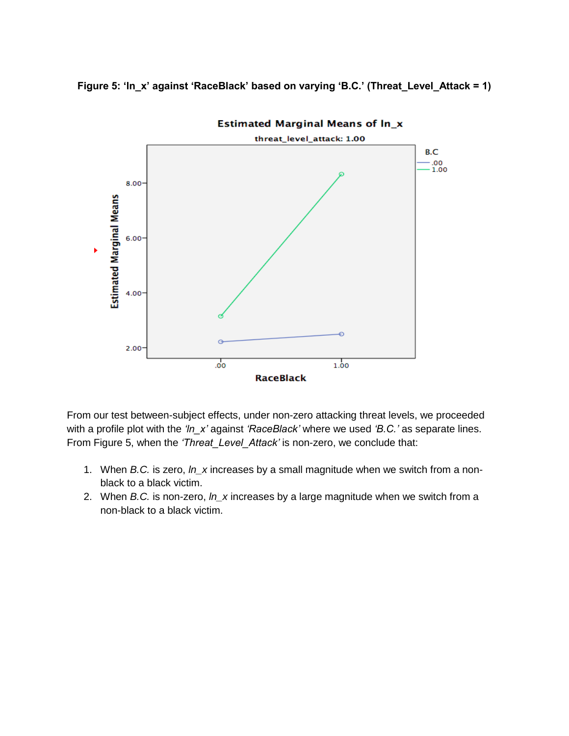**Figure 5: 'ln_x' against 'RaceBlack' based on varying 'B.C.' (Threat_Level_Attack = 1)**

From our test between-subject effects, under non-zero attacking threat levels, we proceeded with a profile plot with the *'ln_x'* against *'RaceBlack'* where we used *'B.C.'* as separate lines. From Figure 5, when the *'Threat_Level_Attack'* is non-zero, we conclude that:

1. When *B.C.* is zero, *ln_x* increases by a small magnitude when we switch from a non-black to a black victim.
2. When *B.C.* is non-zero, *ln_x* increases by a large magnitude when we switch from a non-black to a black victim.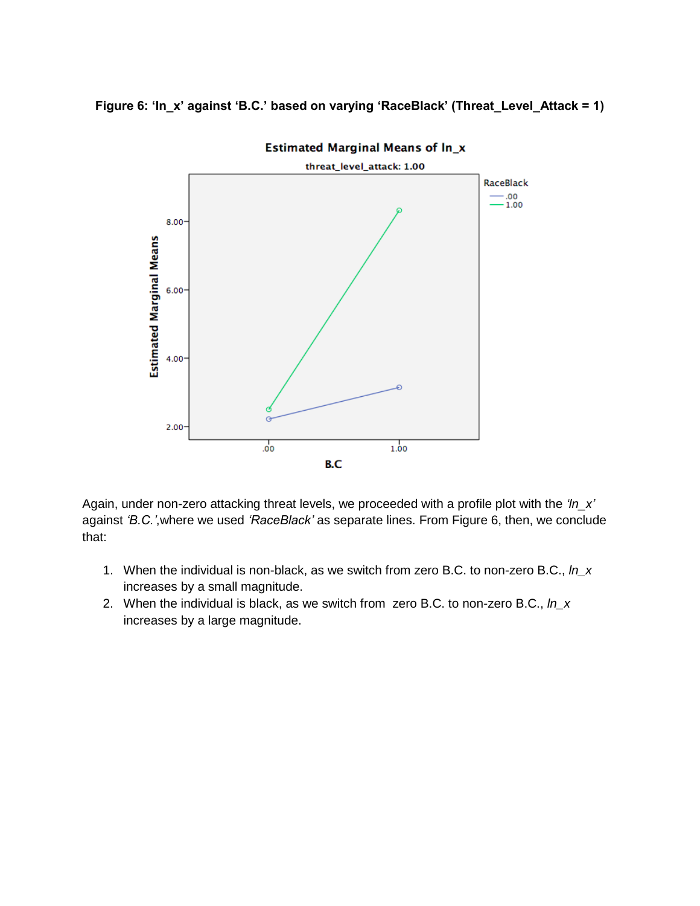**Figure 6: ‘ln_x’ against ‘B.C.’ based on varying ‘RaceBlack’ (Threat_Level_Attack = 1)**

Again, under non-zero attacking threat levels, we proceeded with a profile plot with the *‘ln_x’* against *‘B.C.’*,where we used *‘RaceBlack’* as separate lines. From Figure 6, then, we conclude that:

1. When the individual is non-black, as we switch from zero B.C. to non-zero B.C., *ln_x* increases by a small magnitude.
2. When the individual is black, as we switch from zero B.C. to non-zero B.C., *ln_x* increases by a large magnitude.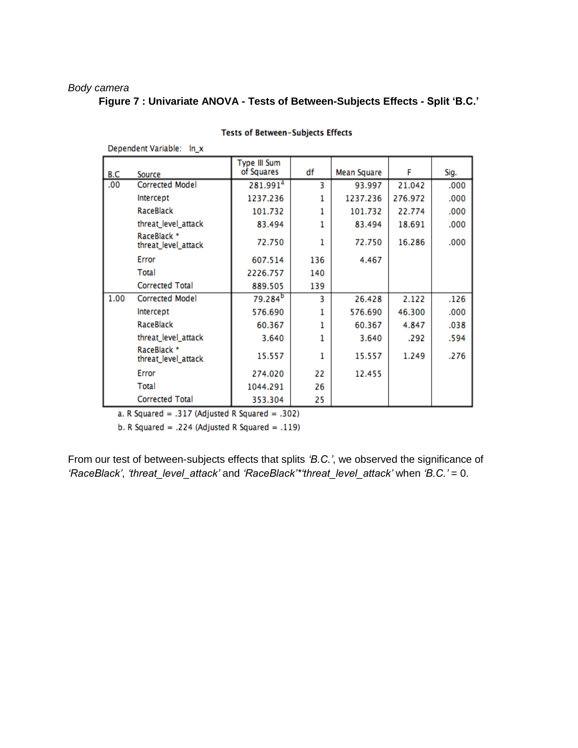*Body camera*

**Figure 7 : Univariate ANOVA - Tests of Between-Subjects Effects - Split 'B.C.'**

**Tests of Between-Subjects Effects**

Dependent Variable: ln_x

| B.C | Source | Type III Sum of Squares | df | Mean Square | F | Sig. |
|---|---|---|---|---|---|---|
| .00 | Corrected Model | 281.991[a] | 3 | 93.997 | 21.042 | .000 |
| | Intercept | 1237.236 | 1 | 1237.236 | 276.972 | .000 |
| | RaceBlack | 101.732 | 1 | 101.732 | 22.774 | .000 |
| | threat_level_attack | 83.494 | 1 | 83.494 | 18.691 | .000 |
| | RaceBlack * threat_level_attack | 72.750 | 1 | 72.750 | 16.286 | .000 |
| | Error | 607.514 | 136 | 4.467 | | |
| | Total | 2226.757 | 140 | | | |
| | Corrected Total | 889.505 | 139 | | | |
| 1.00 | Corrected Model | 79.284[b] | 3 | 26.428 | 2.122 | .126 |
| | Intercept | 576.690 | 1 | 576.690 | 46.300 | .000 |
| | RaceBlack | 60.367 | 1 | 60.367 | 4.847 | .038 |
| | threat_level_attack | 3.640 | 1 | 3.640 | .292 | .594 |
| | RaceBlack * threat_level_attack | 15.557 | 1 | 15.557 | 1.249 | .276 |
| | Error | 274.020 | 22 | 12.455 | | |
| | Total | 1044.291 | 26 | | | |
| | Corrected Total | 353.304 | 25 | | | |

a. R Squared = .317 (Adjusted R Squared = .302)

b. R Squared = .224 (Adjusted R Squared = .119)

From our test of between-subjects effects that splits *'B.C.'*, we observed the significance of *'RaceBlack'*, *'threat_level_attack'* and *'RaceBlack'*'*threat_level_attack'* when *'B.C.'* = 0.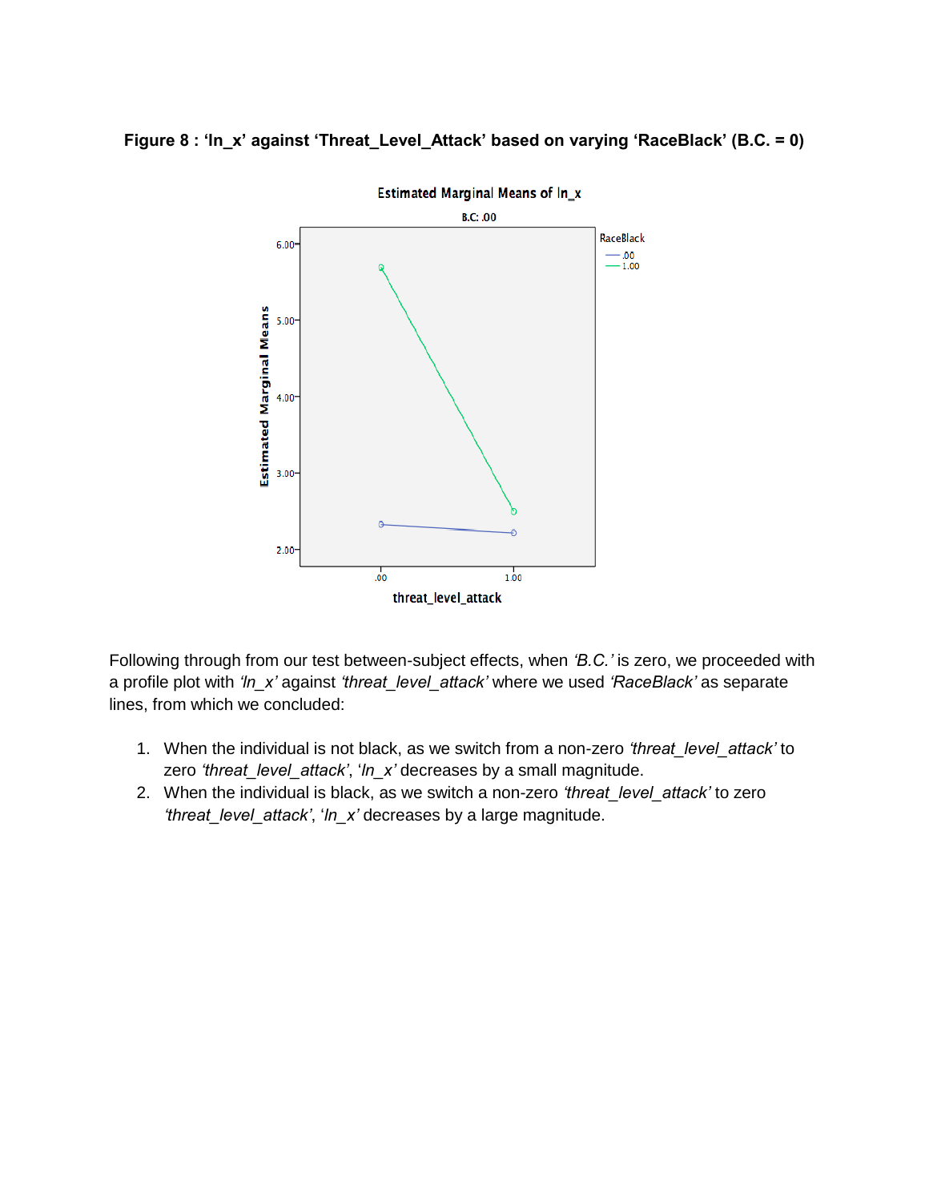**Figure 8 : ‘ln_x’ against ‘Threat_Level_Attack’ based on varying ‘RaceBlack’ (B.C. = 0)**

Following through from our test between-subject effects, when *‘B.C.’* is zero, we proceeded with a profile plot with *‘ln_x’* against *‘threat_level_attack’* where we used *‘RaceBlack’* as separate lines, from which we concluded:

1. When the individual is not black, as we switch from a non-zero *‘threat_level_attack’* to zero *‘threat_level_attack’*, ‘*ln_x’* decreases by a small magnitude.
2. When the individual is black, as we switch a non-zero *‘threat_level_attack’* to zero *‘threat_level_attack’*, ‘*ln_x’* decreases by a large magnitude.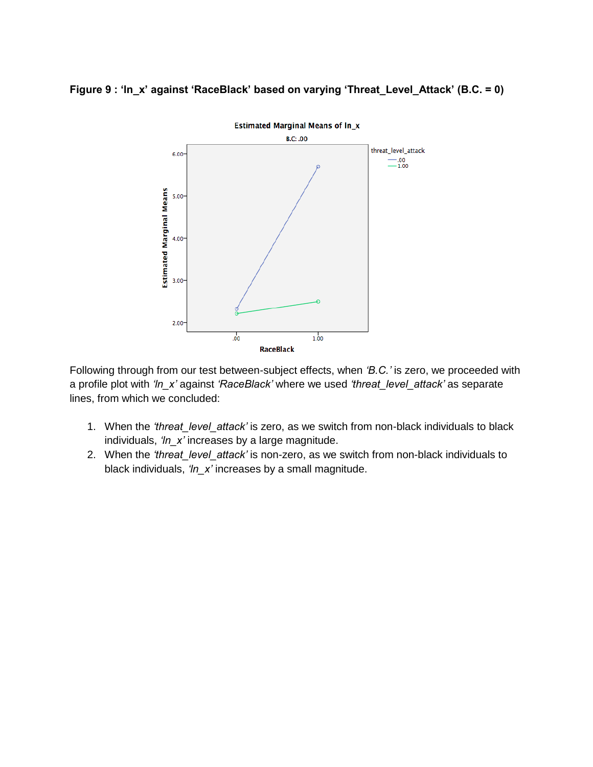**Figure 9 : ‘ln_x’ against ‘RaceBlack’ based on varying ‘Threat_Level_Attack’ (B.C. = 0)**

Following through from our test between-subject effects, when *‘B.C.’* is zero, we proceeded with a profile plot with *‘ln_x’* against *‘RaceBlack’* where we used *‘threat_level_attack’* as separate lines, from which we concluded:

1. When the *‘threat_level_attack’* is zero, as we switch from non-black individuals to black individuals, *‘ln_x’* increases by a large magnitude.
2. When the *‘threat_level_attack’* is non-zero, as we switch from non-black individuals to black individuals, *‘ln_x’* increases by a small magnitude.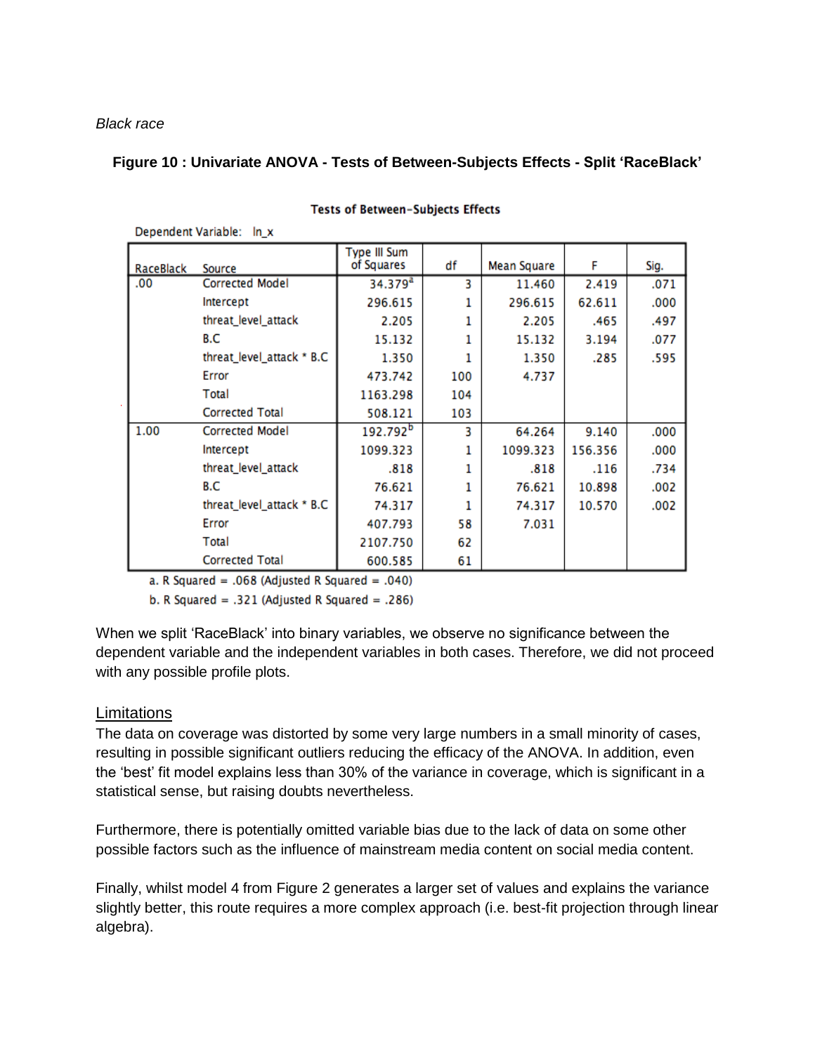*Black race*

**Figure 10 : Univariate ANOVA - Tests of Between-Subjects Effects - Split 'RaceBlack'**

**Tests of Between-Subjects Effects**

Dependent Variable: ln_x

| RaceBlack | Source | Type III Sum of Squares | df | Mean Square | F | Sig. |
|---|---|---|---|---|---|---|
| .00 | Corrected Model | 34.379[a] | 3 | 11.460 | 2.419 | .071 |
| | Intercept | 296.615 | 1 | 296.615 | 62.611 | .000 |
| | threat_level_attack | 2.205 | 1 | 2.205 | .465 | .497 |
| | B.C | 15.132 | 1 | 15.132 | 3.194 | .077 |
| | threat_level_attack * B.C | 1.350 | 1 | 1.350 | .285 | .595 |
| | Error | 473.742 | 100 | 4.737 | | |
| | Total | 1163.298 | 104 | | | |
| | Corrected Total | 508.121 | 103 | | | |
| 1.00 | Corrected Model | 192.792[b] | 3 | 64.264 | 9.140 | .000 |
| | Intercept | 1099.323 | 1 | 1099.323 | 156.356 | .000 |
| | threat_level_attack | .818 | 1 | .818 | .116 | .734 |
| | B.C | 76.621 | 1 | 76.621 | 10.898 | .002 |
| | threat_level_attack * B.C | 74.317 | 1 | 74.317 | 10.570 | .002 |
| | Error | 407.793 | 58 | 7.031 | | |
| | Total | 2107.750 | 62 | | | |
| | Corrected Total | 600.585 | 61 | | | |

a. R Squared = .068 (Adjusted R Squared = .040)

b. R Squared = .321 (Adjusted R Squared = .286)

When we split 'RaceBlack' into binary variables, we observe no significance between the dependent variable and the independent variables in both cases. Therefore, we did not proceed with any possible profile plots.

## Limitations

The data on coverage was distorted by some very large numbers in a small minority of cases, resulting in possible significant outliers reducing the efficacy of the ANOVA. In addition, even the 'best' fit model explains less than 30% of the variance in coverage, which is significant in a statistical sense, but raising doubts nevertheless.

Furthermore, there is potentially omitted variable bias due to the lack of data on some other possible factors such as the influence of mainstream media content on social media content.

Finally, whilst model 4 from Figure 2 generates a larger set of values and explains the variance slightly better, this route requires a more complex approach (i.e. best-fit projection through linear algebra).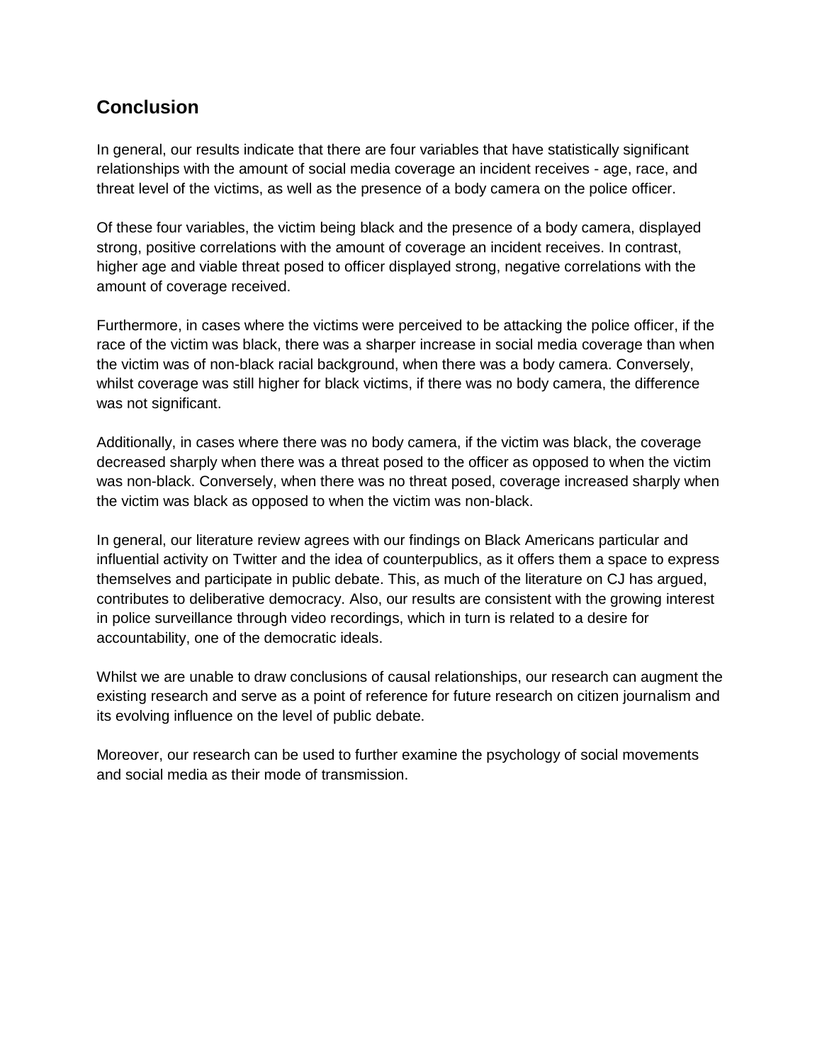## Conclusion

In general, our results indicate that there are four variables that have statistically significant relationships with the amount of social media coverage an incident receives - age, race, and threat level of the victims, as well as the presence of a body camera on the police officer.

Of these four variables, the victim being black and the presence of a body camera, displayed strong, positive correlations with the amount of coverage an incident receives. In contrast, higher age and viable threat posed to officer displayed strong, negative correlations with the amount of coverage received.

Furthermore, in cases where the victims were perceived to be attacking the police officer, if the race of the victim was black, there was a sharper increase in social media coverage than when the victim was of non-black racial background, when there was a body camera. Conversely, whilst coverage was still higher for black victims, if there was no body camera, the difference was not significant.

Additionally, in cases where there was no body camera, if the victim was black, the coverage decreased sharply when there was a threat posed to the officer as opposed to when the victim was non-black. Conversely, when there was no threat posed, coverage increased sharply when the victim was black as opposed to when the victim was non-black.

In general, our literature review agrees with our findings on Black Americans particular and influential activity on Twitter and the idea of counterpublics, as it offers them a space to express themselves and participate in public debate. This, as much of the literature on CJ has argued, contributes to deliberative democracy. Also, our results are consistent with the growing interest in police surveillance through video recordings, which in turn is related to a desire for accountability, one of the democratic ideals.

Whilst we are unable to draw conclusions of causal relationships, our research can augment the existing research and serve as a point of reference for future research on citizen journalism and its evolving influence on the level of public debate.

Moreover, our research can be used to further examine the psychology of social movements and social media as their mode of transmission.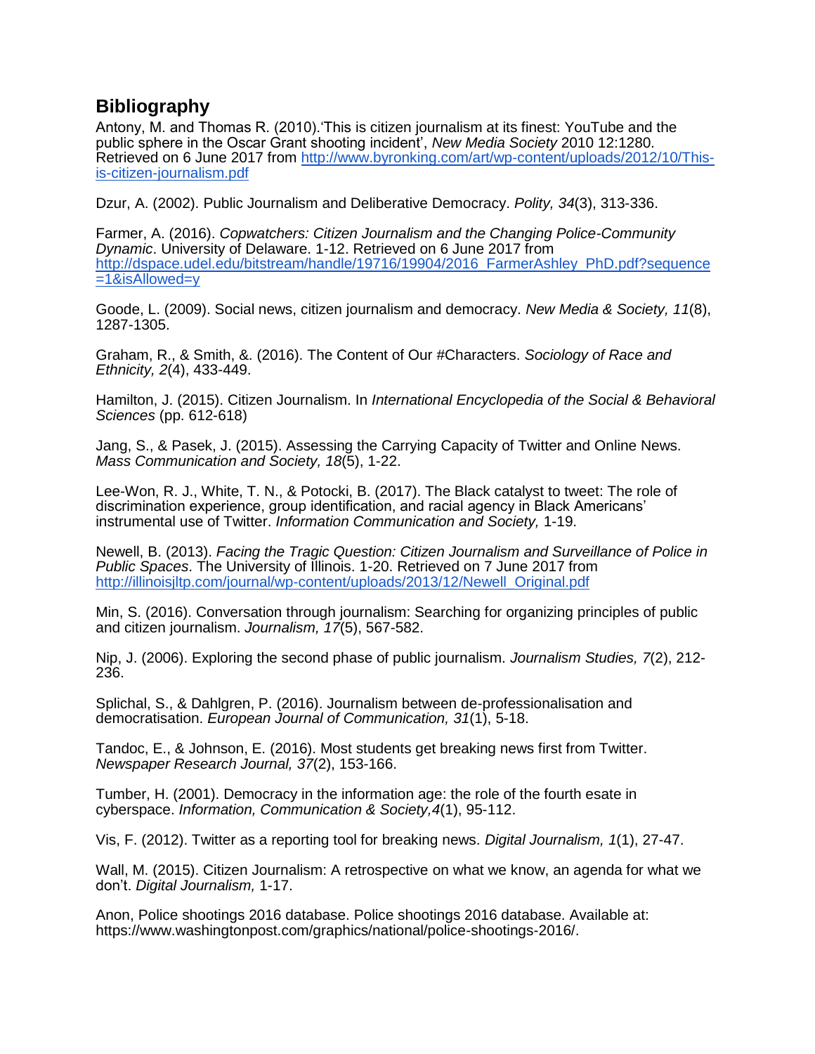## Bibliography

Antony, M. and Thomas R. (2010).'This is citizen journalism at its finest: YouTube and the public sphere in the Oscar Grant shooting incident', *New Media Society* 2010 12:1280. Retrieved on 6 June 2017 from http://www.byronking.com/art/wp-content/uploads/2012/10/This-is-citizen-journalism.pdf

Dzur, A. (2002). Public Journalism and Deliberative Democracy. *Polity, 34*(3), 313-336.

Farmer, A. (2016). *Copwatchers: Citizen Journalism and the Changing Police-Community Dynamic*. University of Delaware. 1-12. Retrieved on 6 June 2017 from http://dspace.udel.edu/bitstream/handle/19716/19904/2016_FarmerAshley_PhD.pdf?sequence=1&isAllowed=y

Goode, L. (2009). Social news, citizen journalism and democracy. *New Media & Society, 11*(8), 1287-1305.

Graham, R., & Smith, &. (2016). The Content of Our #Characters. *Sociology of Race and Ethnicity, 2*(4), 433-449.

Hamilton, J. (2015). Citizen Journalism. In *International Encyclopedia of the Social & Behavioral Sciences* (pp. 612-618)

Jang, S., & Pasek, J. (2015). Assessing the Carrying Capacity of Twitter and Online News. *Mass Communication and Society, 18*(5), 1-22.

Lee-Won, R. J., White, T. N., & Potocki, B. (2017). The Black catalyst to tweet: The role of discrimination experience, group identification, and racial agency in Black Americans' instrumental use of Twitter. *Information Communication and Society,* 1-19.

Newell, B. (2013). *Facing the Tragic Question: Citizen Journalism and Surveillance of Police in Public Spaces*. The University of Illinois. 1-20. Retrieved on 7 June 2017 from http://illinoisjltp.com/journal/wp-content/uploads/2013/12/Newell_Original.pdf

Min, S. (2016). Conversation through journalism: Searching for organizing principles of public and citizen journalism. *Journalism, 17*(5), 567-582.

Nip, J. (2006). Exploring the second phase of public journalism. *Journalism Studies, 7*(2), 212-236.

Splichal, S., & Dahlgren, P. (2016). Journalism between de-professionalisation and democratisation. *European Journal of Communication, 31*(1), 5-18.

Tandoc, E., & Johnson, E. (2016). Most students get breaking news first from Twitter. *Newspaper Research Journal, 37*(2), 153-166.

Tumber, H. (2001). Democracy in the information age: the role of the fourth esate in cyberspace. *Information, Communication & Society,4*(1), 95-112.

Vis, F. (2012). Twitter as a reporting tool for breaking news. *Digital Journalism, 1*(1), 27-47.

Wall, M. (2015). Citizen Journalism: A retrospective on what we know, an agenda for what we don't. *Digital Journalism,* 1-17.

Anon, Police shootings 2016 database. Police shootings 2016 database. Available at: https://www.washingtonpost.com/graphics/national/police-shootings-2016/.